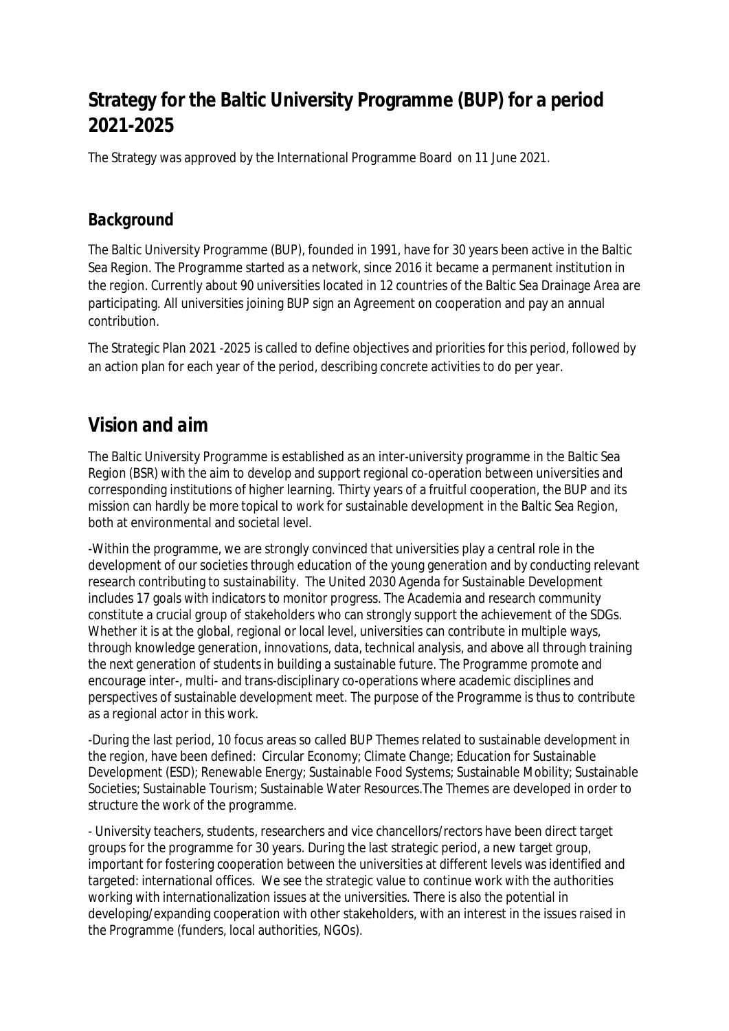# Strategy for the Baltic University Programme (BUP) for a period 2021-2025

The Strategy was approved by the International Programme Board on 11 June 2021.

### Background

The Baltic University Programme (BUP), founded in 1991, have for 30 years been active in the Baltic Sea Region. The Programme started as a network, since 2016 it became a permanent institution in the region. Currently about 90 universities located in 12 countries of the Baltic Sea Drainage Area are participating. All universities joining BUP sign an Agreement on cooperation and pay an annual contribution.

The Strategic Plan 2021 -2025 is called to define objectives and priorities for this period, followed by an action plan for each year of the period, describing concrete activities to do per year.

## Vision and aim

The Baltic University Programme is established as an inter-university programme in the Baltic Sea Region (BSR) with the aim to develop and support regional co-operation between universities and corresponding institutions of higher learning. Thirty years of a fruitful cooperation, the BUP and its mission can hardly be more topical to work for sustainable development in the Baltic Sea Region, both at environmental and societal level.

-Within the programme, we are strongly convinced that universities play a central role in the development of our societies through education of the young generation and by conducting relevant research contributing to sustainability. The United 2030 Agenda for Sustainable Development includes 17 goals with indicators to monitor progress. The Academia and research community constitute a crucial group of stakeholders who can strongly support the achievement of the SDGs. Whether it is at the global, regional or local level, universities can contribute in multiple ways, through knowledge generation, innovations, data, technical analysis, and above all through training the next generation of students in building a sustainable future. The Programme promote and encourage inter-, multi- and trans-disciplinary co-operations where academic disciplines and perspectives of sustainable development meet. The purpose of the Programme is thus to contribute as a regional actor in this work.

-During the last period, 10 focus areas so called BUP Themes related to sustainable development in the region, have been defined: Circular Economy; Climate Change; Education for Sustainable Development (ESD); Renewable Energy; Sustainable Food Systems; Sustainable Mobility; Sustainable Societies; Sustainable Tourism; Sustainable Water Resources.The Themes are developed in order to structure the work of the programme.

- University teachers, students, researchers and vice chancellors/rectors have been direct target groups for the programme for 30 years. During the last strategic period, a new target group, important for fostering cooperation between the universities at different levels was identified and targeted: international offices. We see the strategic value to continue work with the authorities working with internationalization issues at the universities. There is also the potential in developing/expanding cooperation with other stakeholders, with an interest in the issues raised in the Programme (funders, local authorities, NGOs).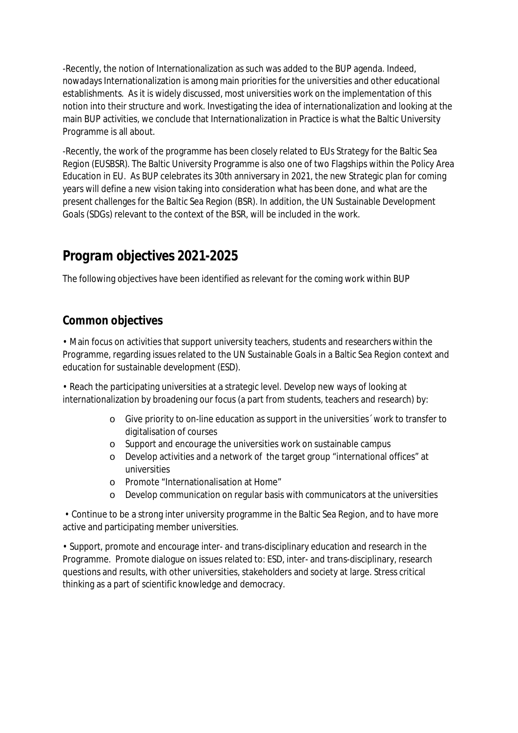-Recently, the notion of Internationalization as such was added to the BUP agenda. Indeed, nowadays Internationalization is among main priorities for the universities and other educational establishments. As it is widely discussed, most universities work on the implementation of this notion into their structure and work. Investigating the idea of internationalization and looking at the main BUP activities, we conclude that Internationalization in Practice is what the Baltic University Programme is all about.

-Recently, the work of the programme has been closely related to EUs Strategy for the Baltic Sea Region (EUSBSR). The Baltic University Programme is also one of two Flagships within the Policy Area Education in EU. As BUP celebrates its 30th anniversary in 2021, the new Strategic plan for coming years will define a new vision taking into consideration what has been done, and what are the present challenges for the Baltic Sea Region (BSR). In addition, the UN Sustainable Development Goals (SDGs) relevant to the context of the BSR, will be included in the work.

# Program objectives 2021-2025

The following objectives have been identified as relevant for the coming work within BUP

## Common objectives

• Main focus on activities that support university teachers, students and researchers within the Programme, regarding issues related to the UN Sustainable Goals in a Baltic Sea Region context and education for sustainable development (ESD).

• Reach the participating universities at a strategic level. Develop new ways of looking at internationalization by broadening our focus (a part from students, teachers and research) by:

- Give priority to on-line education as support in the universities´ work to transfer to digitalisation of courses
- Support and encourage the universities work on sustainable campus
- Develop activities and a network of the target group "international offices" at universities
- Promote "Internationalisation at Home"
- Develop communication on regular basis with communicators at the universities

• Continue to be a strong inter university programme in the Baltic Sea Region, and to have more active and participating member universities.

• Support, promote and encourage inter- and trans-disciplinary education and research in the Programme. Promote dialogue on issues related to: ESD, inter- and trans-disciplinary, research questions and results, with other universities, stakeholders and society at large. Stress critical thinking as a part of scientific knowledge and democracy.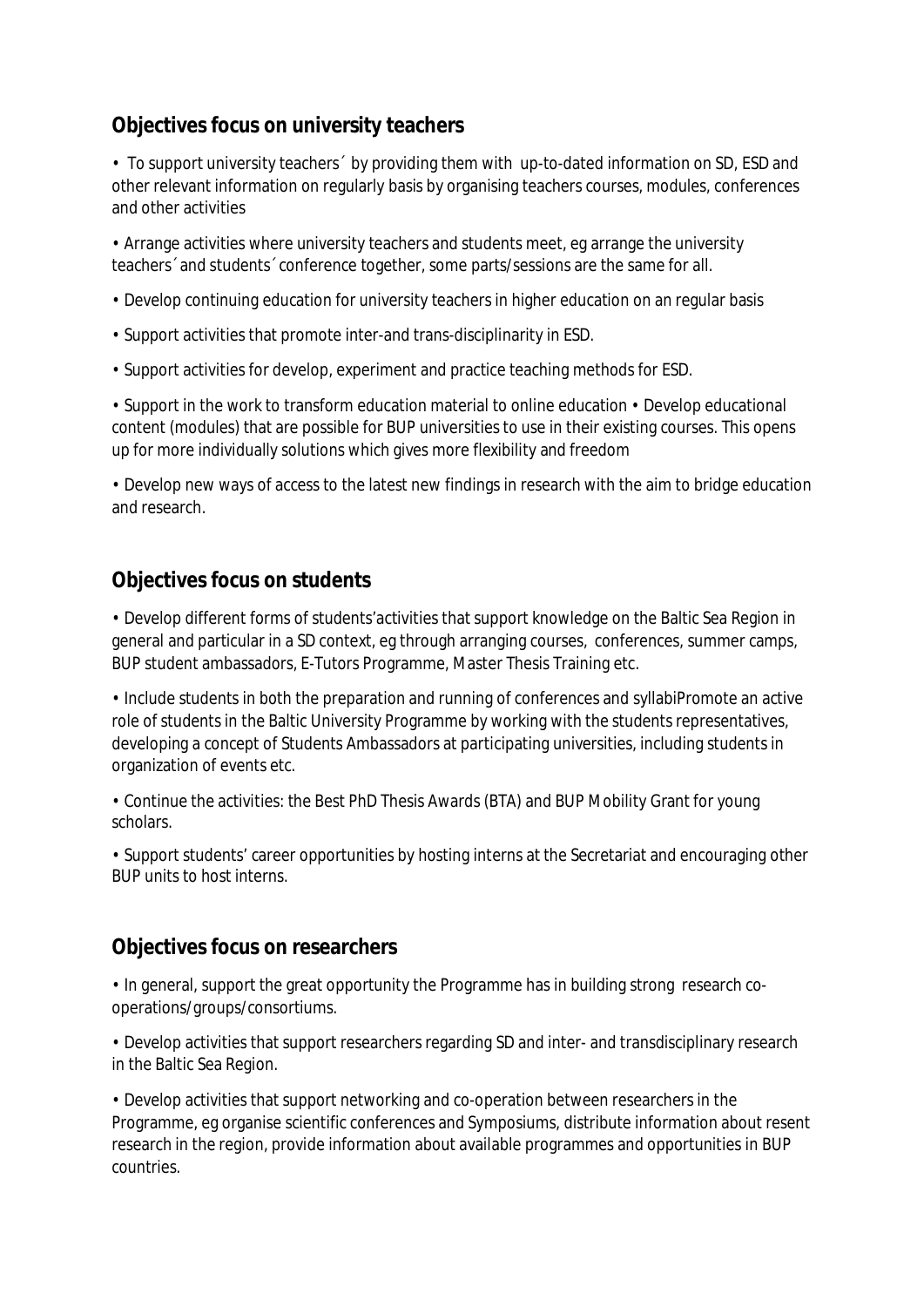## Objectives focus on university teachers

- To support university teachers´ by providing them with up-to-dated information on SD, ESD and other relevant information on regularly basis by organising teachers courses, modules, conferences and other activities

- Arrange activities where university teachers and students meet, eg arrange the university teachers´ and students´ conference together, some parts/sessions are the same for all.

- Develop continuing education for university teachers in higher education on an regular basis

- Support activities that promote inter-and trans-disciplinarity in ESD.

- Support activities for develop, experiment and practice teaching methods for ESD.

- Support in the work to transform education material to online education • Develop educational content (modules) that are possible for BUP universities to use in their existing courses. This opens up for more individually solutions which gives more flexibility and freedom

- Develop new ways of access to the latest new findings in research with the aim to bridge education and research.

## Objectives focus on students

- Develop different forms of students'activities that support knowledge on the Baltic Sea Region in general and particular in a SD context, eg through arranging courses, conferences, summer camps, BUP student ambassadors, E-Tutors Programme, Master Thesis Training etc.

- Include students in both the preparation and running of conferences and syllabiPromote an active role of students in the Baltic University Programme by working with the students representatives, developing a concept of Students Ambassadors at participating universities, including students in organization of events etc.

- Continue the activities: the Best PhD Thesis Awards (BTA) and BUP Mobility Grant for young scholars.

- Support students' career opportunities by hosting interns at the Secretariat and encouraging other BUP units to host interns.

## Objectives focus on researchers

- In general, support the great opportunity the Programme has in building strong research co-operations/groups/consortiums.

- Develop activities that support researchers regarding SD and inter- and transdisciplinary research in the Baltic Sea Region.

- Develop activities that support networking and co-operation between researchers in the Programme, eg organise scientific conferences and Symposiums, distribute information about resent research in the region, provide information about available programmes and opportunities in BUP countries.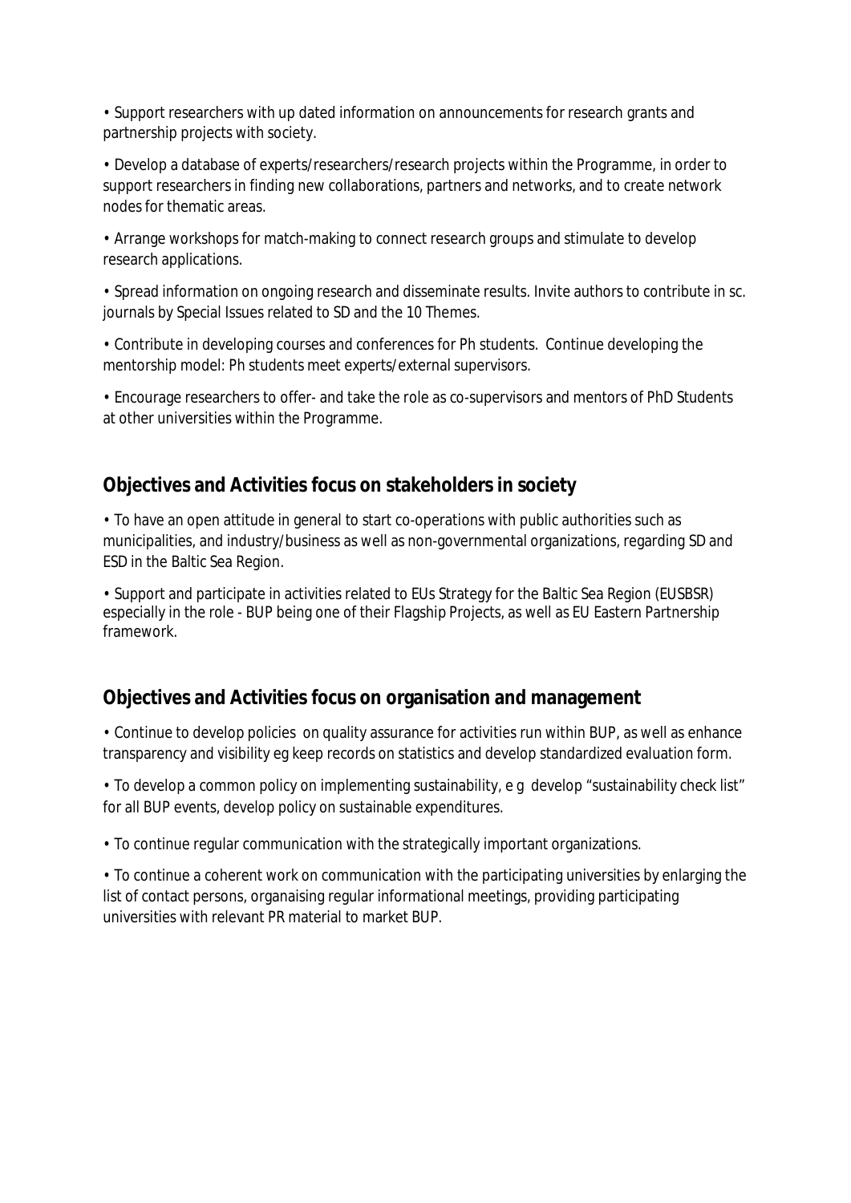- Support researchers with up dated information on announcements for research grants and partnership projects with society.
- Develop a database of experts/researchers/research projects within the Programme, in order to support researchers in finding new collaborations, partners and networks, and to create network nodes for thematic areas.
- Arrange workshops for match-making to connect research groups and stimulate to develop research applications.
- Spread information on ongoing research and disseminate results. Invite authors to contribute in sc. journals by Special Issues related to SD and the 10 Themes.
- Contribute in developing courses and conferences for Ph students. Continue developing the mentorship model: Ph students meet experts/external supervisors.
- Encourage researchers to offer- and take the role as co-supervisors and mentors of PhD Students at other universities within the Programme.

## Objectives and Activities focus on stakeholders in society

- To have an open attitude in general to start co-operations with public authorities such as municipalities, and industry/business as well as non-governmental organizations, regarding SD and ESD in the Baltic Sea Region.
- Support and participate in activities related to EUs Strategy for the Baltic Sea Region (EUSBSR) especially in the role - BUP being one of their Flagship Projects, as well as EU Eastern Partnership framework.

## Objectives and Activities focus on organisation and management

- Continue to develop policies on quality assurance for activities run within BUP, as well as enhance transparency and visibility eg keep records on statistics and develop standardized evaluation form.
- To develop a common policy on implementing sustainability, e g develop "sustainability check list" for all BUP events, develop policy on sustainable expenditures.
- To continue regular communication with the strategically important organizations.
- To continue a coherent work on communication with the participating universities by enlarging the list of contact persons, organaising regular informational meetings, providing participating universities with relevant PR material to market BUP.